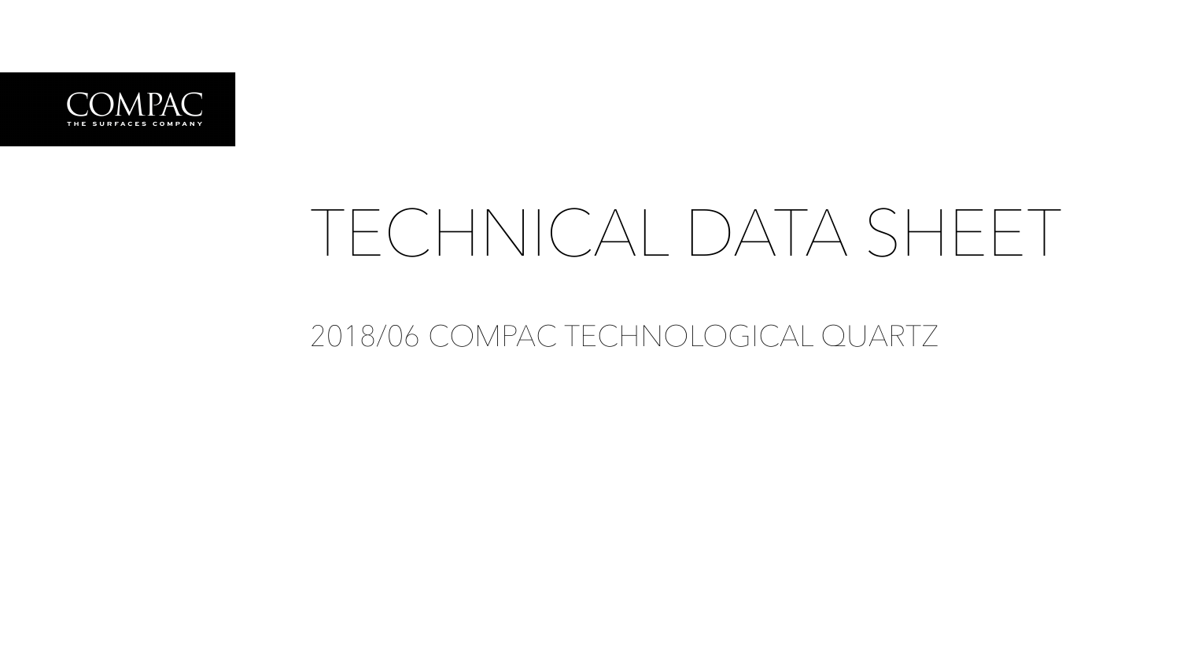COMPAC

THE SURFACES COMPANY

# TECHNICAL DATA SHEET

## 2018/06 COMPAC TECHNOLOGICAL QUARTZ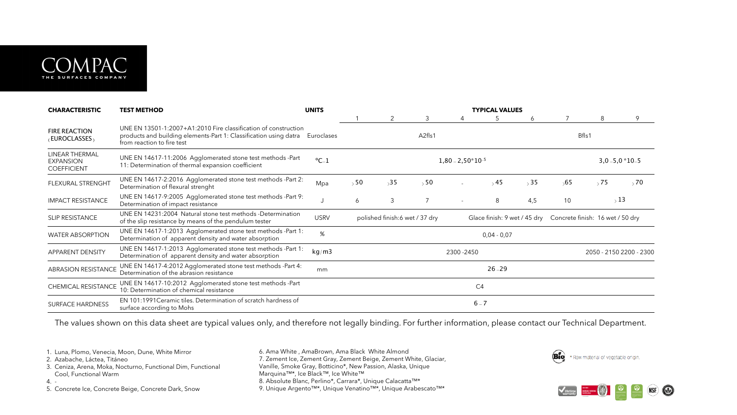# COMPAC

THE SURFACES COMPANY

| CHARACTERISTIC | TEST METHOD | UNITS | TYPICAL VALUES | | | | | | | | |
|---|---|---|---|---|---|---|---|---|---|---|---|
| | | | 1 | 2 | 3 | 4 | 5 | 6 | 7 | 8 | 9 |
| FIRE REACTION (EUROCLASSES) | UNE EN 13501-1:2007+A1:2010 Fire classification of construction products and building elements-Part 1: Classification using datra from reaction to fire test | Euroclases | A2fls1 | | | | | | Bfls1 | | |
| LINEAR THERMAL EXPANSION COEFFICIENT | UNE EN 14617-11:2006 Agglomerated stone test methods -Part 11: Determination of thermal expansion coefficient | $°C^{-1}$ | $1{,}80 - 2{,}50 \cdot 10^{-5}$ | | | | | | | $3{,}0 - 5{,}0 \cdot 10^{-5}$ | |
| FLEXURAL STRENGHT | UNE EN 14617-2:2016 Agglomerated stone test methods -Part 2: Determination of flexural strenght | Mpa | >50 | >35 | >50 | - | >45 | >35 | >65 | >75 | >70 |
| IMPACT RESISTANCE | UNE EN 14617-9:2005 Agglomerated stone test methods -Part 9: Determination of impact resistance | J | 6 | 3 | 7 | - | 8 | 4,5 | 10 | >13 | |
| SLIP RESISTANCE | UNE EN 14231:2004 Natural stone test methods -Determination of the slip resistance by means of the pendulum tester | USRV | polished finish:6 wet / 37 dry | | | Glace finish: 9 wet / 45 dry | | | Concrete finish: 16 wet / 50 dry | | |
| WATER ABSORPTION | UNE EN 14617-1:2013 Agglomerated stone test methods -Part 1: Determination of apparent density and water absorption | % | 0,04 - 0,07 | | | | | | | | |
| APPARENT DENSITY | UNE EN 14617-1:2013 Agglomerated stone test methods -Part 1: Determination of apparent density and water absorption | kg/m3 | 2300 -2450 | | | | | | | 2050 - 2150 | 2200 - 2300 |
| ABRASION RESISTANCE | UNE EN 14617-4:2012 Agglomerated stone test methods -Part 4: Determination of the abrasion resistance | mm | 26 - 29 | | | | | | | | |
| CHEMICAL RESISTANCE | UNE EN 14617-10:2012 Agglomerated stone test methods -Part 10: Determination of chemical resistance | | C4 | | | | | | | | |
| SURFACE HARDNESS | EN 101:1991Ceramic tiles. Determination of scratch hardness of surface according to Mohs | | 6 - 7 | | | | | | | | |

The values shown on this data sheet are typical values only, and therefore not legally binding. For further information, please contact our Technical Department.

1. Luna, Plomo, Venecia, Moon, Dune, White Mirror
2. Azabache, Láctea, Titáneo
3. Ceniza, Arena, Moka, Nocturno, Functional Dim, Functional Cool, Functional Warm
4. -
5. Concrete Ice, Concrete Beige, Concrete Dark, Snow
6. Ama White , AmaBrown, Ama Black White Almond
7. Zement Ice, Zement Gray, Zement Beige, Zement White, Glaciar, Vanille, Smoke Gray, Botticino*, New Passion, Alaska, Unique Marquina™*, Ice Black™, Ice White™
8. Absolute Blanc, Perlino*, Carrara*, Unique Calacatta™*
9. Unique Argento™*, Unique Venatino™*, Unique Arabescato™*

\* Raw material of vegetable origin.